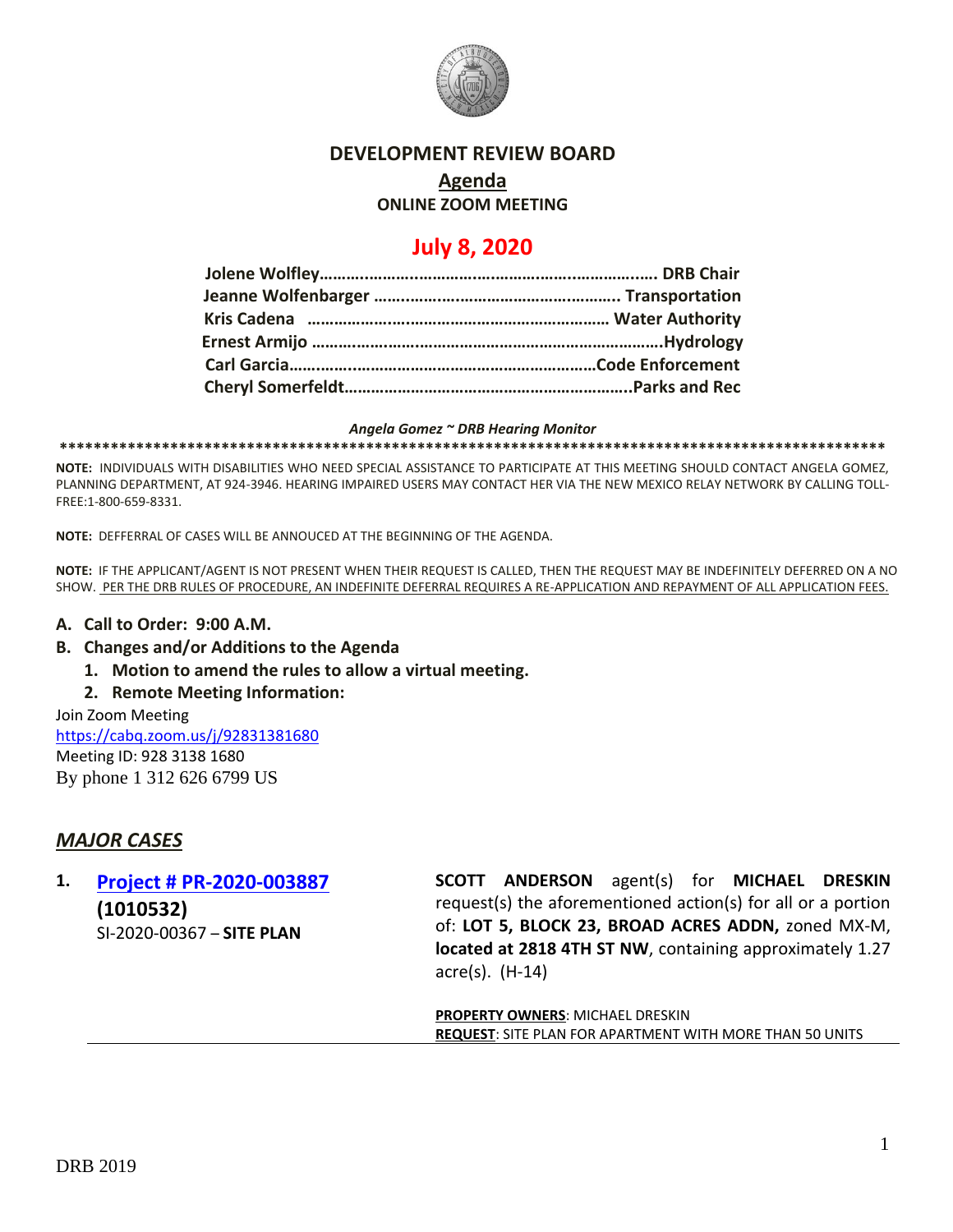# DEVELOPMENT REVIEW BOARD

## Agenda

### ONLINE ZOOM MEETING

## July 8, 2020

**Jolene Wolfley……………………………………………………………. DRB Chair**
**Jeanne Wolfenbarger ……………………………………………. Transportation**
**Kris Cadena …………………………………………………………… Water Authority**
**Ernest Armijo ……………………………………………………………….Hydrology**
**Carl Garcia………………………………………………………………Code Enforcement**
**Cheryl Somerfeldt……………………………………………………..Parks and Rec**

***Angela Gomez ~ DRB Hearing Monitor***

\*\*\*\*\*\*\*\*\*\*\*\*\*\*\*\*\*\*\*\*\*\*\*\*\*\*\*\*\*\*\*\*\*\*\*\*\*\*\*\*\*\*\*\*\*\*\*\*\*\*\*\*\*\*\*\*\*\*\*\*\*\*\*\*\*\*\*\*\*\*\*\*\*\*\*\*\*\*\*\*\*\*\*\*\*\*\*\*\*\*\*\*\*\*\*\*\*\*\*\*

**NOTE:** INDIVIDUALS WITH DISABILITIES WHO NEED SPECIAL ASSISTANCE TO PARTICIPATE AT THIS MEETING SHOULD CONTACT ANGELA GOMEZ, PLANNING DEPARTMENT, AT 924-3946. HEARING IMPAIRED USERS MAY CONTACT HER VIA THE NEW MEXICO RELAY NETWORK BY CALLING TOLL-FREE:1-800-659-8331.

**NOTE:** DEFFERRAL OF CASES WILL BE ANNOUCED AT THE BEGINNING OF THE AGENDA.

**NOTE:** IF THE APPLICANT/AGENT IS NOT PRESENT WHEN THEIR REQUEST IS CALLED, THEN THE REQUEST MAY BE INDEFINITELY DEFERRED ON A NO SHOW. PER THE DRB RULES OF PROCEDURE, AN INDEFINITE DEFERRAL REQUIRES A RE-APPLICATION AND REPAYMENT OF ALL APPLICATION FEES.

**A. Call to Order: 9:00 A.M.**

**B. Changes and/or Additions to the Agenda**

1. **Motion to amend the rules to allow a virtual meeting.**
2. **Remote Meeting Information:**

Join Zoom Meeting
https://cabq.zoom.us/j/92831381680
Meeting ID: 928 3138 1680
By phone 1 312 626 6799 US

## *MAJOR CASES*

**1. Project # PR-2020-003887 (1010532)**
SI-2020-00367 – **SITE PLAN**

**SCOTT ANDERSON** agent(s) for **MICHAEL DRESKIN** request(s) the aforementioned action(s) for all or a portion of: **LOT 5, BLOCK 23, BROAD ACRES ADDN,** zoned MX-M, **located at 2818 4TH ST NW**, containing approximately 1.27 acre(s). (H-14)

**PROPERTY OWNERS**: MICHAEL DRESKIN
**REQUEST**: SITE PLAN FOR APARTMENT WITH MORE THAN 50 UNITS

DRB 2019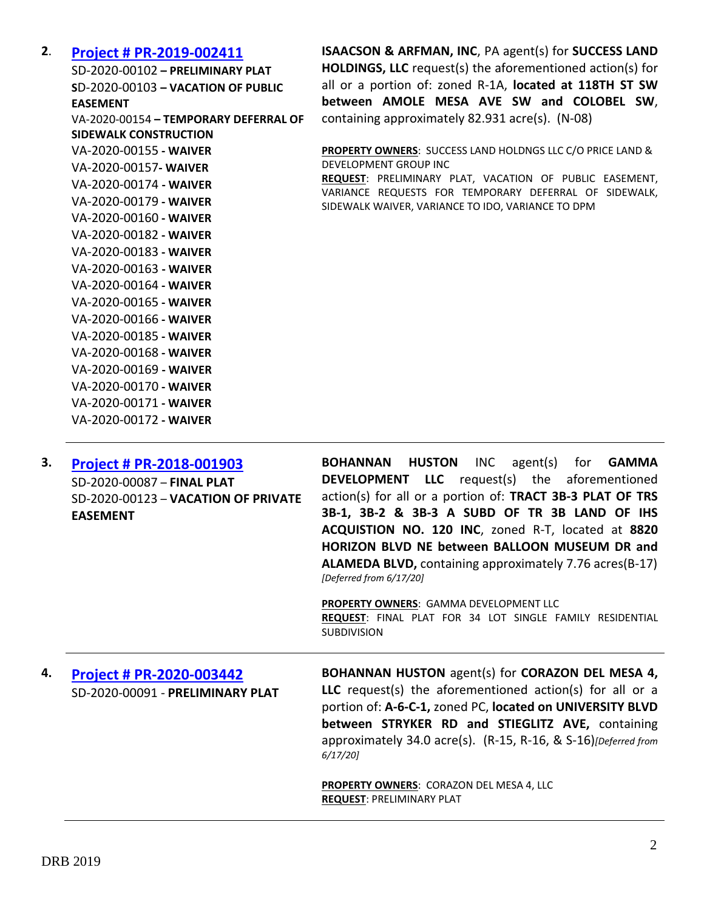**2.** **[Project # PR-2019-002411](#)**

SD-2020-00102 **– PRELIMINARY PLAT**
**S**D-2020-00103 **– VACATION OF PUBLIC EASEMENT**
VA-2020-00154 **– TEMPORARY DEFERRAL OF SIDEWALK CONSTRUCTION**
VA-2020-00155 **- WAIVER**
VA-2020-00157**- WAIVER**
VA-2020-00174 **- WAIVER**
VA-2020-00179 **- WAIVER**
VA-2020-00160 **- WAIVER**
VA-2020-00182 **- WAIVER**
VA-2020-00183 **- WAIVER**
VA-2020-00163 **- WAIVER**
VA-2020-00164 **- WAIVER**
VA-2020-00165 **- WAIVER**
VA-2020-00166 **- WAIVER**
VA-2020-00185 **- WAIVER**
VA-2020-00168 **- WAIVER**
VA-2020-00169 **- WAIVER**
VA-2020-00170 **- WAIVER**
VA-2020-00171 **- WAIVER**
VA-2020-00172 **- WAIVER**

**ISAACSON & ARFMAN, INC**, PA agent(s) for **SUCCESS LAND HOLDINGS, LLC** request(s) the aforementioned action(s) for all or a portion of: zoned R-1A, **located at 118TH ST SW between AMOLE MESA AVE SW and COLOBEL SW**, containing approximately 82.931 acre(s). (N-08)

**PROPERTY OWNERS**: SUCCESS LAND HOLDNGS LLC C/O PRICE LAND & DEVELOPMENT GROUP INC
**REQUEST**: PRELIMINARY PLAT, VACATION OF PUBLIC EASEMENT, VARIANCE REQUESTS FOR TEMPORARY DEFERRAL OF SIDEWALK, SIDEWALK WAIVER, VARIANCE TO IDO, VARIANCE TO DPM

---

**3.** **[Project # PR-2018-001903](#)**

SD-2020-00087 – **FINAL PLAT**
SD-2020-00123 – **VACATION OF PRIVATE EASEMENT**

**BOHANNAN HUSTON** INC agent(s) for **GAMMA DEVELOPMENT LLC** request(s) the aforementioned action(s) for all or a portion of: **TRACT 3B-3 PLAT OF TRS 3B-1, 3B-2 & 3B-3 A SUBD OF TR 3B LAND OF IHS ACQUISTION NO. 120 INC**, zoned R-T, located at **8820 HORIZON BLVD NE between BALLOON MUSEUM DR and ALAMEDA BLVD,** containing approximately 7.76 acres(B-17) *[Deferred from 6/17/20]*

**PROPERTY OWNERS**: GAMMA DEVELOPMENT LLC
**REQUEST**: FINAL PLAT FOR 34 LOT SINGLE FAMILY RESIDENTIAL SUBDIVISION

---

**4.** **[Project # PR-2020-003442](#)**

SD-2020-00091 - **PRELIMINARY PLAT**

**BOHANNAN HUSTON** agent(s) for **CORAZON DEL MESA 4, LLC** request(s) the aforementioned action(s) for all or a portion of: **A-6-C-1,** zoned PC, **located on UNIVERSITY BLVD between STRYKER RD and STIEGLITZ AVE,** containing approximately 34.0 acre(s). (R-15, R-16, & S-16)*[Deferred from 6/17/20]*

**PROPERTY OWNERS**: CORAZON DEL MESA 4, LLC
**REQUEST**: PRELIMINARY PLAT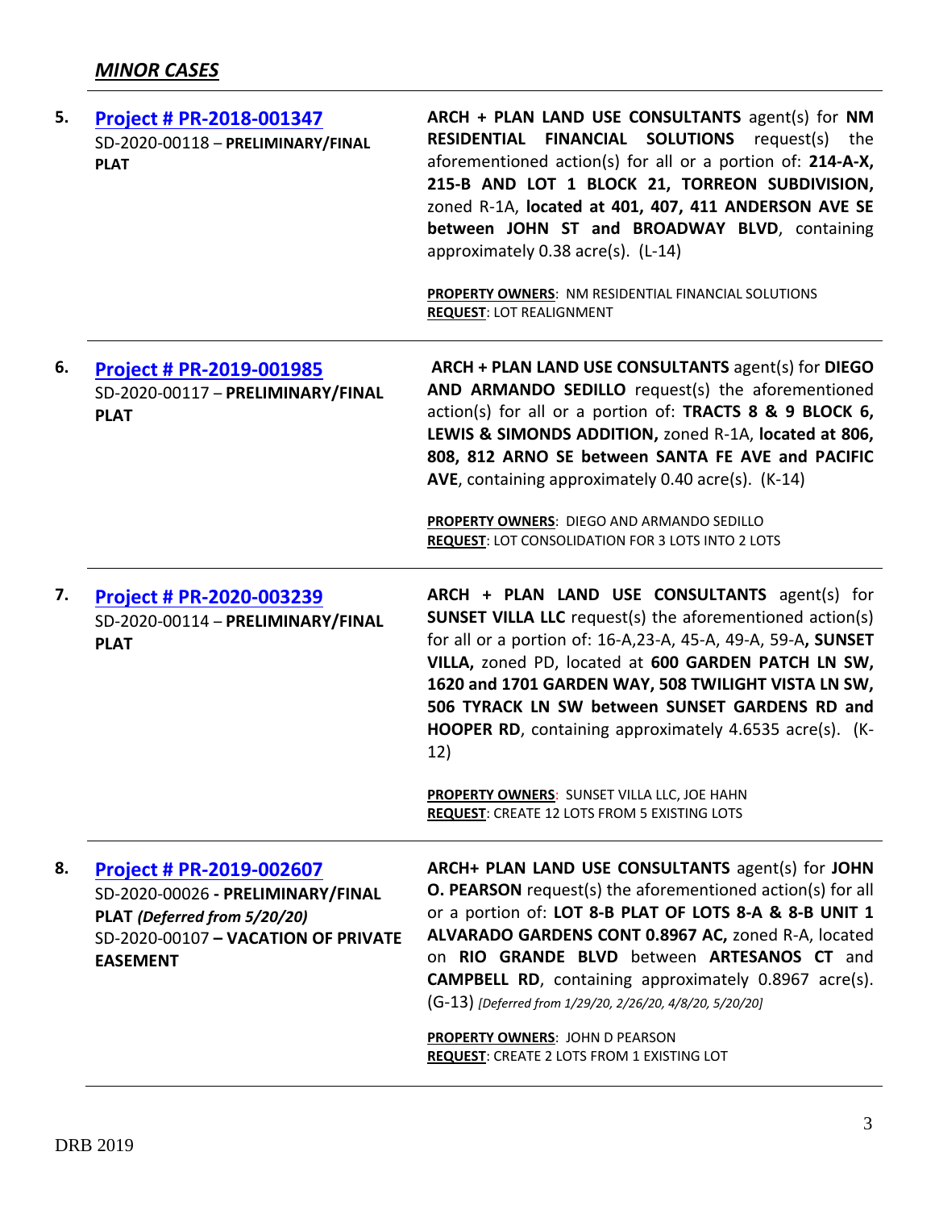## ***MINOR CASES***

| | | |
|---|---|---|
| **5.** | **Project # PR-2018-001347**<br>SD-2020-00118 – **PRELIMINARY/FINAL PLAT** | **ARCH + PLAN LAND USE CONSULTANTS** agent(s) for **NM RESIDENTIAL FINANCIAL SOLUTIONS** request(s) the aforementioned action(s) for all or a portion of: **214-A-X, 215-B AND LOT 1 BLOCK 21, TORREON SUBDIVISION,** zoned R-1A, **located at 401, 407, 411 ANDERSON AVE SE between JOHN ST and BROADWAY BLVD**, containing approximately 0.38 acre(s). (L-14)<br><br>**PROPERTY OWNERS**: NM RESIDENTIAL FINANCIAL SOLUTIONS<br>**REQUEST**: LOT REALIGNMENT |
| **6.** | **Project # PR-2019-001985**<br>SD-2020-00117 – **PRELIMINARY/FINAL PLAT** | **ARCH + PLAN LAND USE CONSULTANTS** agent(s) for **DIEGO AND ARMANDO SEDILLO** request(s) the aforementioned action(s) for all or a portion of: **TRACTS 8 & 9 BLOCK 6, LEWIS & SIMONDS ADDITION,** zoned R-1A, **located at 806, 808, 812 ARNO SE between SANTA FE AVE and PACIFIC AVE**, containing approximately 0.40 acre(s). (K-14)<br><br>**PROPERTY OWNERS**: DIEGO AND ARMANDO SEDILLO<br>**REQUEST**: LOT CONSOLIDATION FOR 3 LOTS INTO 2 LOTS |
| **7.** | **Project # PR-2020-003239**<br>SD-2020-00114 – **PRELIMINARY/FINAL PLAT** | **ARCH + PLAN LAND USE CONSULTANTS** agent(s) for **SUNSET VILLA LLC** request(s) the aforementioned action(s) for all or a portion of: 16-A,23-A, 45-A, 49-A, 59-A**, SUNSET VILLA,** zoned PD, located at **600 GARDEN PATCH LN SW, 1620 and 1701 GARDEN WAY, 508 TWILIGHT VISTA LN SW, 506 TYRACK LN SW between SUNSET GARDENS RD and HOOPER RD**, containing approximately 4.6535 acre(s). (K-12)<br><br>**PROPERTY OWNERS**: SUNSET VILLA LLC, JOE HAHN<br>**REQUEST**: CREATE 12 LOTS FROM 5 EXISTING LOTS |
| **8.** | **Project # PR-2019-002607**<br>SD-2020-00026 **- PRELIMINARY/FINAL PLAT** ***(Deferred from 5/20/20)***<br>SD-2020-00107 **– VACATION OF PRIVATE EASEMENT** | **ARCH+ PLAN LAND USE CONSULTANTS** agent(s) for **JOHN O. PEARSON** request(s) the aforementioned action(s) for all or a portion of: **LOT 8-B PLAT OF LOTS 8-A & 8-B UNIT 1 ALVARADO GARDENS CONT 0.8967 AC,** zoned R-A, located on **RIO GRANDE BLVD** between **ARTESANOS CT** and **CAMPBELL RD**, containing approximately 0.8967 acre(s). (G-13) *[Deferred from 1/29/20, 2/26/20, 4/8/20, 5/20/20]*<br><br>**PROPERTY OWNERS**: JOHN D PEARSON<br>**REQUEST**: CREATE 2 LOTS FROM 1 EXISTING LOT |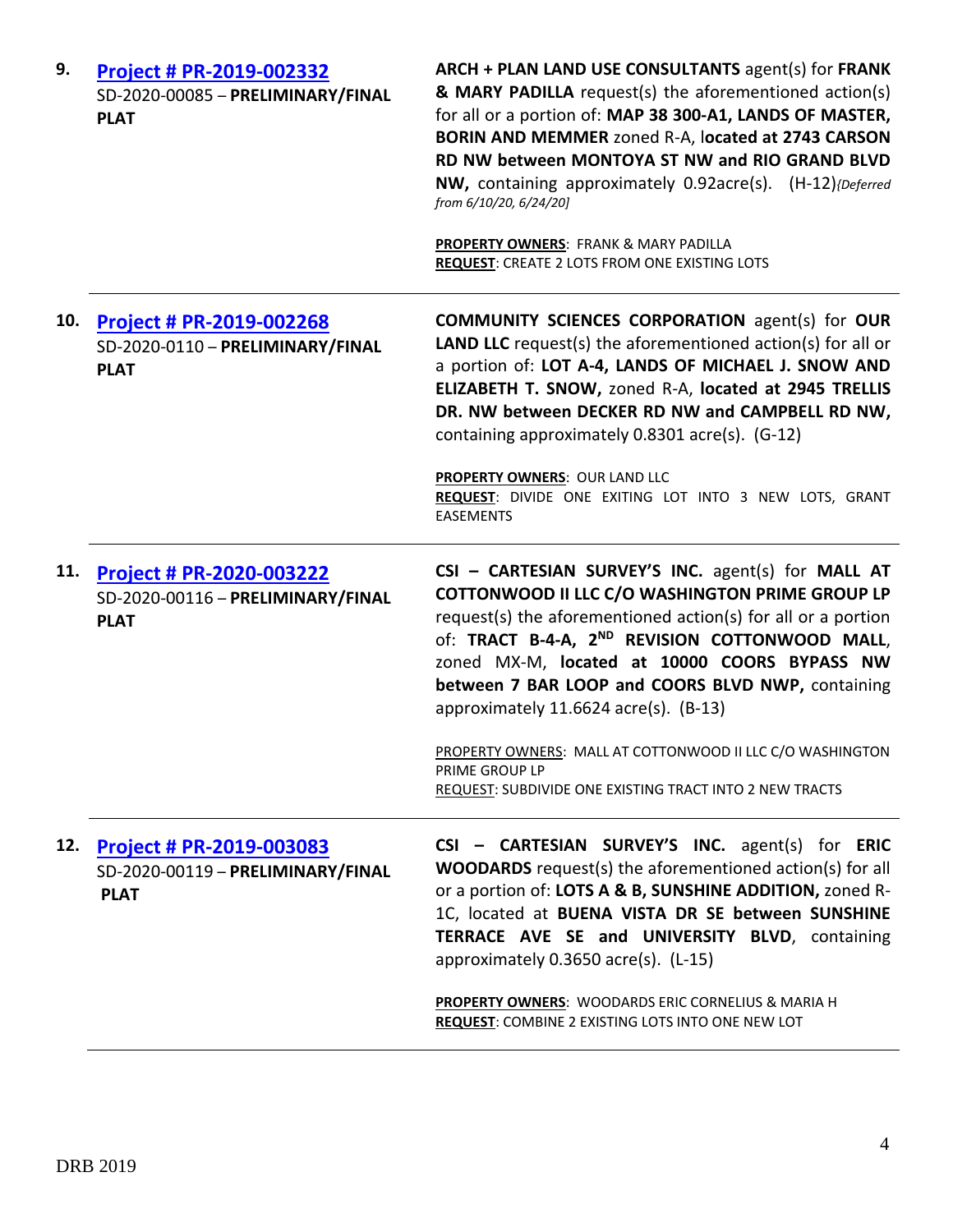| | | |
|---|---|---|
| **9.** | **[Project # PR-2019-002332](#)**<br>SD-2020-00085 – **PRELIMINARY/FINAL PLAT** | **ARCH + PLAN LAND USE CONSULTANTS** agent(s) for **FRANK & MARY PADILLA** request(s) the aforementioned action(s) for all or a portion of: **MAP 38 300-A1, LANDS OF MASTER, BORIN AND MEMMER** zoned R-A, l**ocated at 2743 CARSON RD NW between MONTOYA ST NW and RIO GRAND BLVD NW,** containing approximately 0.92acre(s). (H-12)*{Deferred from 6/10/20, 6/24/20]*<br><br>**PROPERTY OWNERS**: FRANK & MARY PADILLA<br>**REQUEST**: CREATE 2 LOTS FROM ONE EXISTING LOTS |
| **10.** | **[Project # PR-2019-002268](#)**<br>SD-2020-0110 – **PRELIMINARY/FINAL PLAT** | **COMMUNITY SCIENCES CORPORATION** agent(s) for **OUR LAND LLC** request(s) the aforementioned action(s) for all or a portion of: **LOT A-4, LANDS OF MICHAEL J. SNOW AND ELIZABETH T. SNOW,** zoned R-A, **located at 2945 TRELLIS DR. NW between DECKER RD NW and CAMPBELL RD NW,** containing approximately 0.8301 acre(s). (G-12)<br><br>**PROPERTY OWNERS**: OUR LAND LLC<br>**REQUEST**: DIVIDE ONE EXITING LOT INTO 3 NEW LOTS, GRANT EASEMENTS |
| **11.** | **[Project # PR-2020-003222](#)**<br>SD-2020-00116 – **PRELIMINARY/FINAL PLAT** | **CSI – CARTESIAN SURVEY'S INC.** agent(s) for **MALL AT COTTONWOOD II LLC C/O WASHINGTON PRIME GROUP LP** request(s) the aforementioned action(s) for all or a portion of: **TRACT B-4-A, 2ND REVISION COTTONWOOD MALL**, zoned MX-M, **located at 10000 COORS BYPASS NW between 7 BAR LOOP and COORS BLVD NWP,** containing approximately 11.6624 acre(s). (B-13)<br><br>PROPERTY OWNERS: MALL AT COTTONWOOD II LLC C/O WASHINGTON PRIME GROUP LP<br>REQUEST: SUBDIVIDE ONE EXISTING TRACT INTO 2 NEW TRACTS |
| **12.** | **[Project # PR-2019-003083](#)**<br>SD-2020-00119 – **PRELIMINARY/FINAL PLAT** | **CSI – CARTESIAN SURVEY'S INC.** agent(s) for **ERIC WOODARDS** request(s) the aforementioned action(s) for all or a portion of: **LOTS A & B, SUNSHINE ADDITION,** zoned R-1C, located at **BUENA VISTA DR SE between SUNSHINE TERRACE AVE SE and UNIVERSITY BLVD**, containing approximately 0.3650 acre(s). (L-15)<br><br>**PROPERTY OWNERS**: WOODARDS ERIC CORNELIUS & MARIA H<br>**REQUEST**: COMBINE 2 EXISTING LOTS INTO ONE NEW LOT |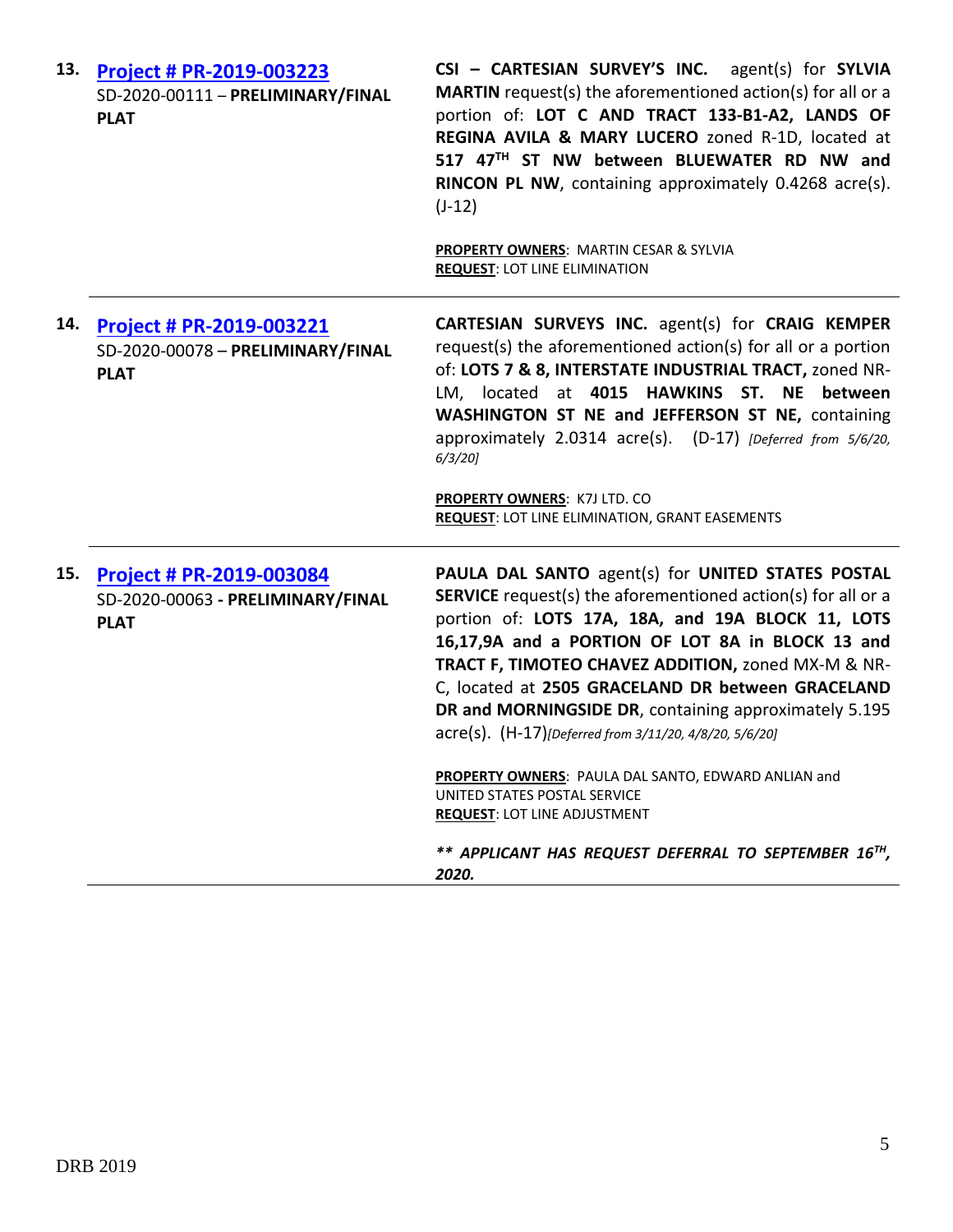| | | |
|---|---|---|
| **13.** | **Project # PR-2019-003223**<br>SD-2020-00111 – **PRELIMINARY/FINAL PLAT** | **CSI – CARTESIAN SURVEY'S INC.** agent(s) for **SYLVIA MARTIN** request(s) the aforementioned action(s) for all or a portion of: **LOT C AND TRACT 133-B1-A2, LANDS OF REGINA AVILA & MARY LUCERO** zoned R-1D, located at **517 47TH ST NW between BLUEWATER RD NW and RINCON PL NW**, containing approximately 0.4268 acre(s). (J-12)<br><br>**PROPERTY OWNERS**: MARTIN CESAR & SYLVIA<br>**REQUEST**: LOT LINE ELIMINATION |
| **14.** | **Project # PR-2019-003221**<br>SD-2020-00078 – **PRELIMINARY/FINAL PLAT** | **CARTESIAN SURVEYS INC.** agent(s) for **CRAIG KEMPER** request(s) the aforementioned action(s) for all or a portion of: **LOTS 7 & 8, INTERSTATE INDUSTRIAL TRACT,** zoned NR-LM, located at **4015 HAWKINS ST. NE between WASHINGTON ST NE and JEFFERSON ST NE,** containing approximately 2.0314 acre(s). (D-17) *[Deferred from 5/6/20, 6/3/20]*<br><br>**PROPERTY OWNERS**: K7J LTD. CO<br>**REQUEST**: LOT LINE ELIMINATION, GRANT EASEMENTS |
| **15.** | **Project # PR-2019-003084**<br>SD-2020-00063 - **PRELIMINARY/FINAL PLAT** | **PAULA DAL SANTO** agent(s) for **UNITED STATES POSTAL SERVICE** request(s) the aforementioned action(s) for all or a portion of: **LOTS 17A, 18A, and 19A BLOCK 11, LOTS 16,17,9A and a PORTION OF LOT 8A in BLOCK 13 and TRACT F, TIMOTEO CHAVEZ ADDITION,** zoned MX-M & NR-C, located at **2505 GRACELAND DR between GRACELAND DR and MORNINGSIDE DR**, containing approximately 5.195 acre(s). (H-17)*[Deferred from 3/11/20, 4/8/20, 5/6/20]*<br><br>**PROPERTY OWNERS**: PAULA DAL SANTO, EDWARD ANLIAN and UNITED STATES POSTAL SERVICE<br>**REQUEST**: LOT LINE ADJUSTMENT<br><br>***\*\* APPLICANT HAS REQUEST DEFERRAL TO SEPTEMBER 16TH, 2020.*** |

DRB 2019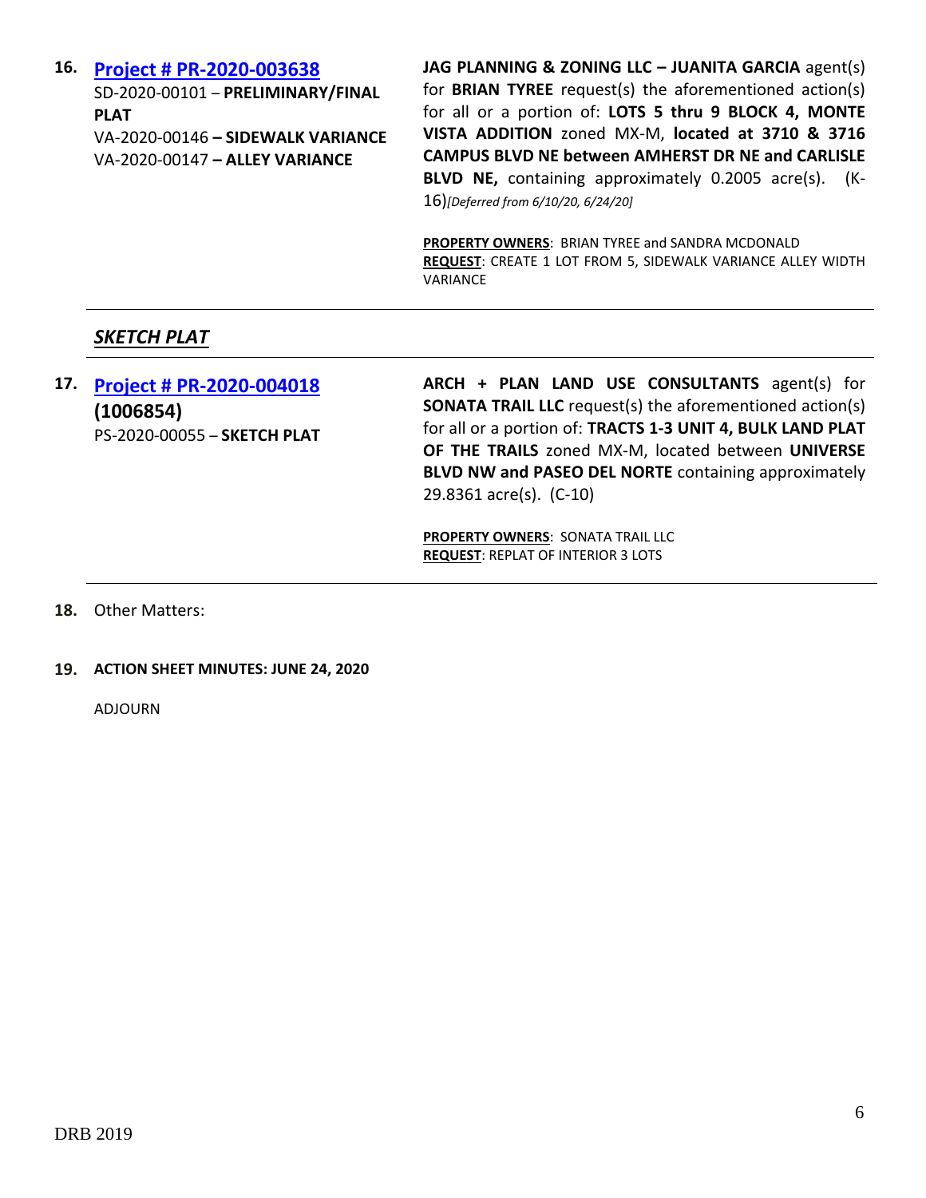**16.** **Project # PR-2020-003638**
SD-2020-00101 – **PRELIMINARY/FINAL PLAT**
VA-2020-00146 **– SIDEWALK VARIANCE**
VA-2020-00147 **– ALLEY VARIANCE**

**JAG PLANNING & ZONING LLC – JUANITA GARCIA** agent(s) for **BRIAN TYREE** request(s) the aforementioned action(s) for all or a portion of: **LOTS 5 thru 9 BLOCK 4, MONTE VISTA ADDITION** zoned MX-M, **located at 3710 & 3716 CAMPUS BLVD NE between AMHERST DR NE and CARLISLE BLVD NE,** containing approximately 0.2005 acre(s). (K-16)*[Deferred from 6/10/20, 6/24/20]*

**PROPERTY OWNERS**: BRIAN TYREE and SANDRA MCDONALD
**REQUEST**: CREATE 1 LOT FROM 5, SIDEWALK VARIANCE ALLEY WIDTH VARIANCE

---

## *SKETCH PLAT*

---

**17.** **Project # PR-2020-004018**
**(1006854)**
PS-2020-00055 – **SKETCH PLAT**

**ARCH + PLAN LAND USE CONSULTANTS** agent(s) for **SONATA TRAIL LLC** request(s) the aforementioned action(s) for all or a portion of: **TRACTS 1-3 UNIT 4, BULK LAND PLAT OF THE TRAILS** zoned MX-M, located between **UNIVERSE BLVD NW and PASEO DEL NORTE** containing approximately 29.8361 acre(s). (C-10)

**PROPERTY OWNERS**: SONATA TRAIL LLC
**REQUEST**: REPLAT OF INTERIOR 3 LOTS

---

**18.** Other Matters:

**19.** **ACTION SHEET MINUTES: JUNE 24, 2020**

ADJOURN